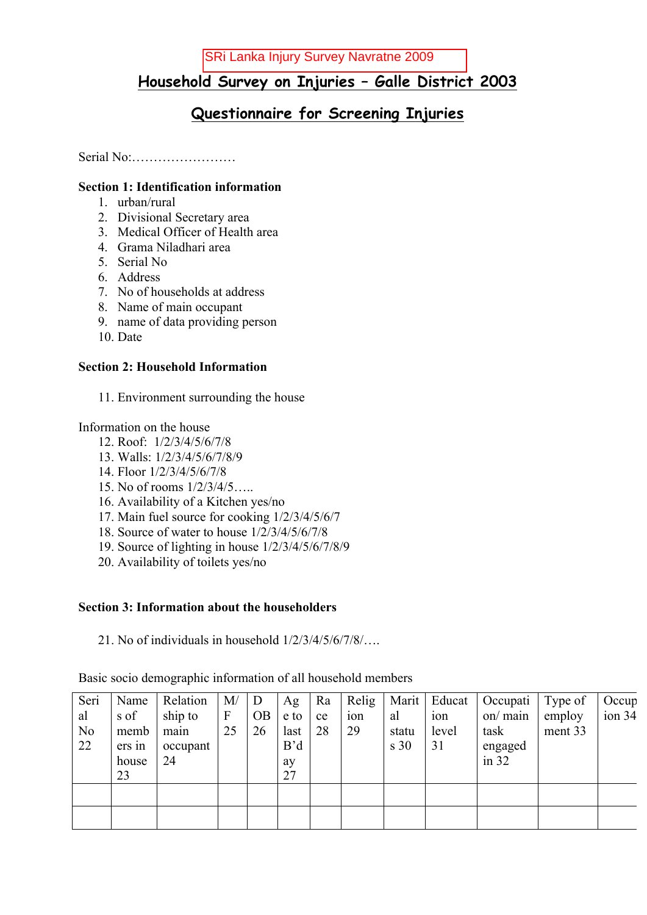SRi Lanka Injury Survey Navratne 2009

# Household Survey on Injuries – Galle District 2003

## Questionnaire for Screening Injuries

Serial No:……………………

**Section 1: Identification information**

1. urban/rural
2. Divisional Secretary area
3. Medical Officer of Health area
4. Grama Niladhari area
5. Serial No
6. Address
7. No of households at address
8. Name of main occupant
9. name of data providing person
10. Date

**Section 2: Household Information**

11. Environment surrounding the house

Information on the house

12. Roof: 1/2/3/4/5/6/7/8
13. Walls: 1/2/3/4/5/6/7/8/9
14. Floor 1/2/3/4/5/6/7/8
15. No of rooms 1/2/3/4/5…..
16. Availability of a Kitchen yes/no
17. Main fuel source for cooking 1/2/3/4/5/6/7
18. Source of water to house 1/2/3/4/5/6/7/8
19. Source of lighting in house 1/2/3/4/5/6/7/8/9
20. Availability of toilets yes/no

**Section 3: Information about the householders**

21. No of individuals in household 1/2/3/4/5/6/7/8/….

Basic socio demographic information of all household members

| Serial No 22 | Names of members in house 23 | Relationship to main occupant 24 | M/F 25 | DOB 26 | Age to last B'day 27 | Race 28 | Religion 29 | Marital status 30 | Education level 31 | Occupation/ main task engaged in 32 | Type of employment 33 | Occupation 34 |
|---|---|---|---|---|---|---|---|---|---|---|---|---|
| | | | | | | | | | | | | |
| | | | | | | | | | | | | |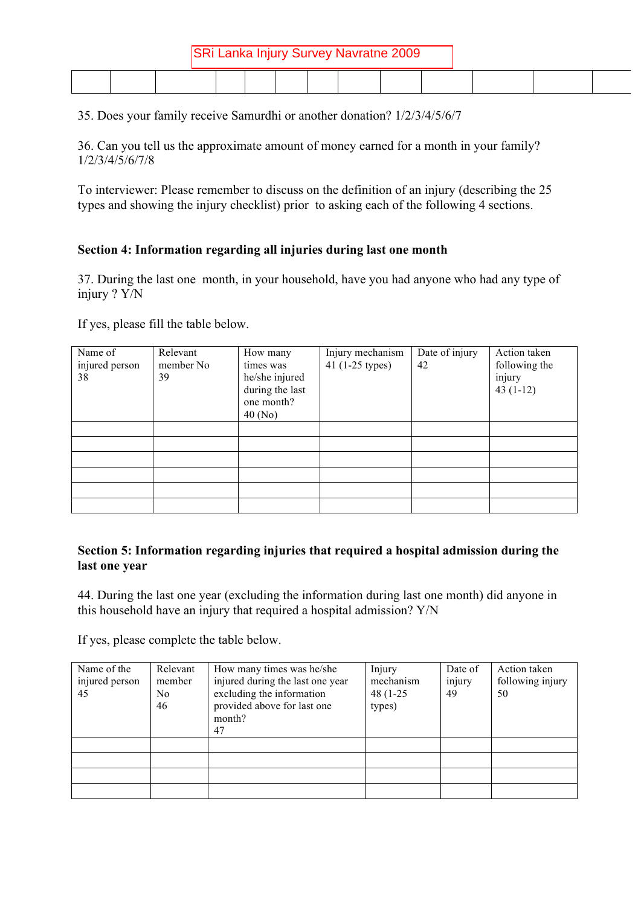SRi Lanka Injury Survey Navratne 2009

| | | | | | | | | | | | | |
|---|---|---|---|---|---|---|---|---|---|---|---|---|
| | | | | | | | | | | | | |

35. Does your family receive Samurdhi or another donation? 1/2/3/4/5/6/7

36. Can you tell us the approximate amount of money earned for a month in your family? 1/2/3/4/5/6/7/8

To interviewer: Please remember to discuss on the definition of an injury (describing the 25 types and showing the injury checklist) prior to asking each of the following 4 sections.

**Section 4: Information regarding all injuries during last one month**

37. During the last one month, in your household, have you had anyone who had any type of injury ? Y/N

If yes, please fill the table below.

| Name of injured person 38 | Relevant member No 39 | How many times was he/she injured during the last one month? 40 (No) | Injury mechanism 41 (1-25 types) | Date of injury 42 | Action taken following the injury 43 (1-12) |
|---|---|---|---|---|---|
| | | | | | |
| | | | | | |
| | | | | | |
| | | | | | |
| | | | | | |
| | | | | | |

**Section 5: Information regarding injuries that required a hospital admission during the last one year**

44. During the last one year (excluding the information during last one month) did anyone in this household have an injury that required a hospital admission? Y/N

If yes, please complete the table below.

| Name of the injured person 45 | Relevant member No 46 | How many times was he/she injured during the last one year excluding the information provided above for last one month? 47 | Injury mechanism 48 (1-25 types) | Date of injury 49 | Action taken following injury 50 |
|---|---|---|---|---|---|
| | | | | | |
| | | | | | |
| | | | | | |
| | | | | | |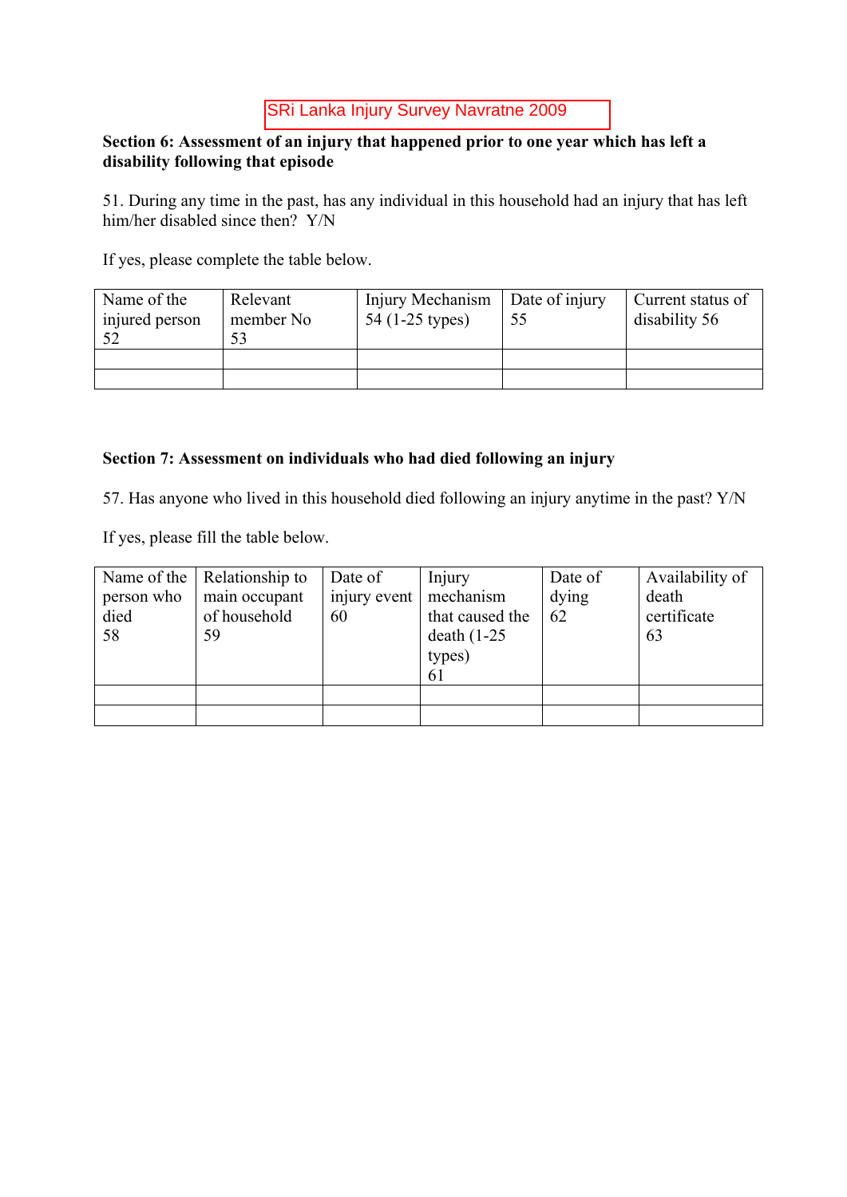SRi Lanka Injury Survey Navratne 2009

**Section 6: Assessment of an injury that happened prior to one year which has left a disability following that episode**

51. During any time in the past, has any individual in this household had an injury that has left him/her disabled since then? Y/N

If yes, please complete the table below.

| Name of the injured person 52 | Relevant member No 53 | Injury Mechanism 54 (1-25 types) | Date of injury 55 | Current status of disability 56 |
|---|---|---|---|---|
| | | | | |
| | | | | |

**Section 7: Assessment on individuals who had died following an injury**

57. Has anyone who lived in this household died following an injury anytime in the past? Y/N

If yes, please fill the table below.

| Name of the person who died 58 | Relationship to main occupant of household 59 | Date of injury event 60 | Injury mechanism that caused the death (1-25 types) 61 | Date of dying 62 | Availability of death certificate 63 |
|---|---|---|---|---|---|
| | | | | | |
| | | | | | |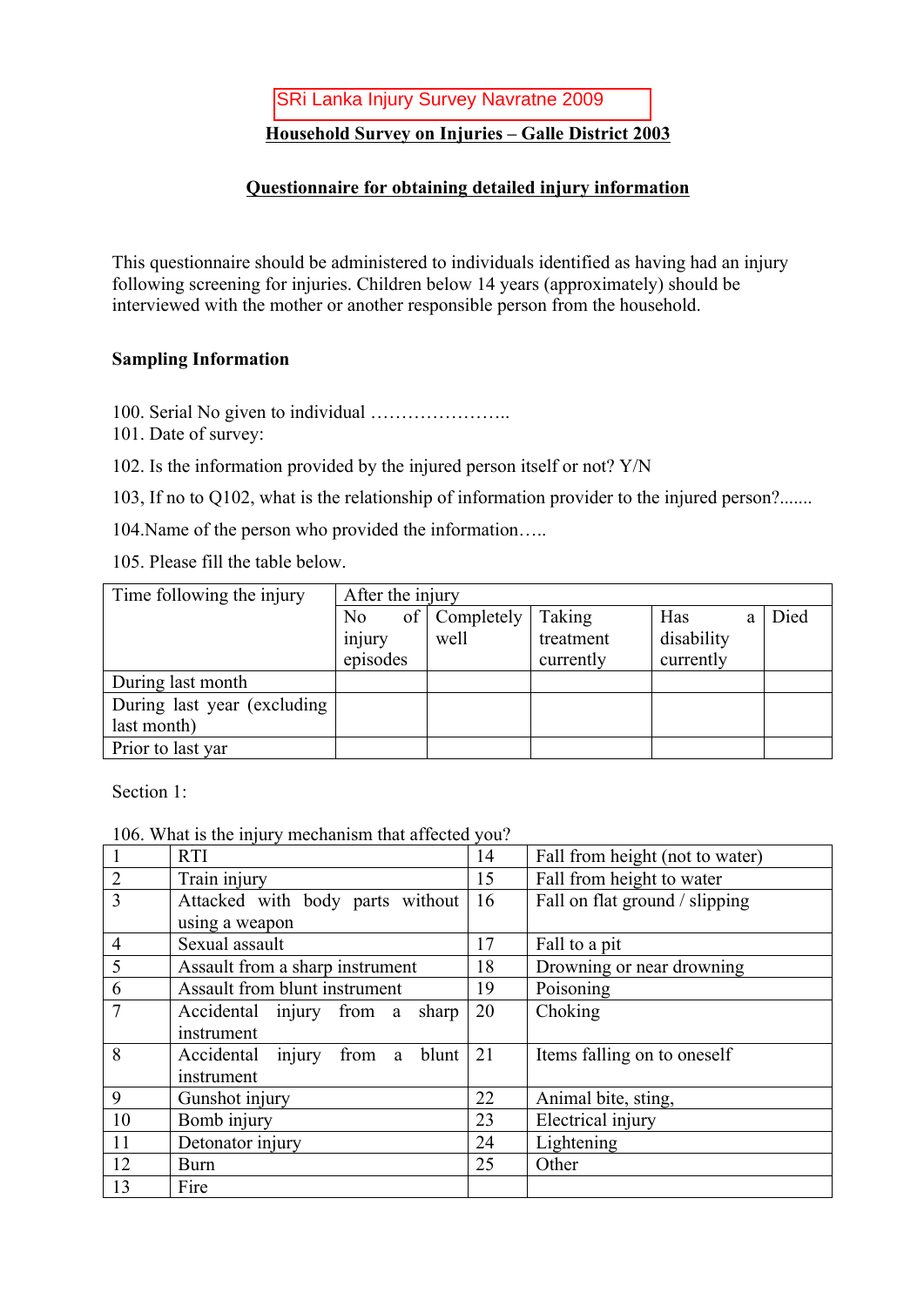SRi Lanka Injury Survey Navratne 2009

**Household Survey on Injuries – Galle District 2003**

**Questionnaire for obtaining detailed injury information**

This questionnaire should be administered to individuals identified as having had an injury following screening for injuries. Children below 14 years (approximately) should be interviewed with the mother or another responsible person from the household.

**Sampling Information**

100. Serial No given to individual …………………..
101. Date of survey:

102. Is the information provided by the injured person itself or not? Y/N

103, If no to Q102, what is the relationship of information provider to the injured person?.......

104.Name of the person who provided the information…..

105. Please fill the table below.

| Time following the injury | After the injury | | | | |
|---|---|---|---|---|---|
| | No of injury episodes | Completely well | Taking treatment currently | Has a disability currently | Died |
| During last month | | | | | |
| During last year (excluding last month) | | | | | |
| Prior to last yar | | | | | |

Section 1:

106. What is the injury mechanism that affected you?

| | | | |
|---|---|---|---|
| 1 | RTI | 14 | Fall from height (not to water) |
| 2 | Train injury | 15 | Fall from height to water |
| 3 | Attacked with body parts without using a weapon | 16 | Fall on flat ground / slipping |
| 4 | Sexual assault | 17 | Fall to a pit |
| 5 | Assault from a sharp instrument | 18 | Drowning or near drowning |
| 6 | Assault from blunt instrument | 19 | Poisoning |
| 7 | Accidental injury from a sharp instrument | 20 | Choking |
| 8 | Accidental injury from a blunt instrument | 21 | Items falling on to oneself |
| 9 | Gunshot injury | 22 | Animal bite, sting, |
| 10 | Bomb injury | 23 | Electrical injury |
| 11 | Detonator injury | 24 | Lightening |
| 12 | Burn | 25 | Other |
| 13 | Fire | | |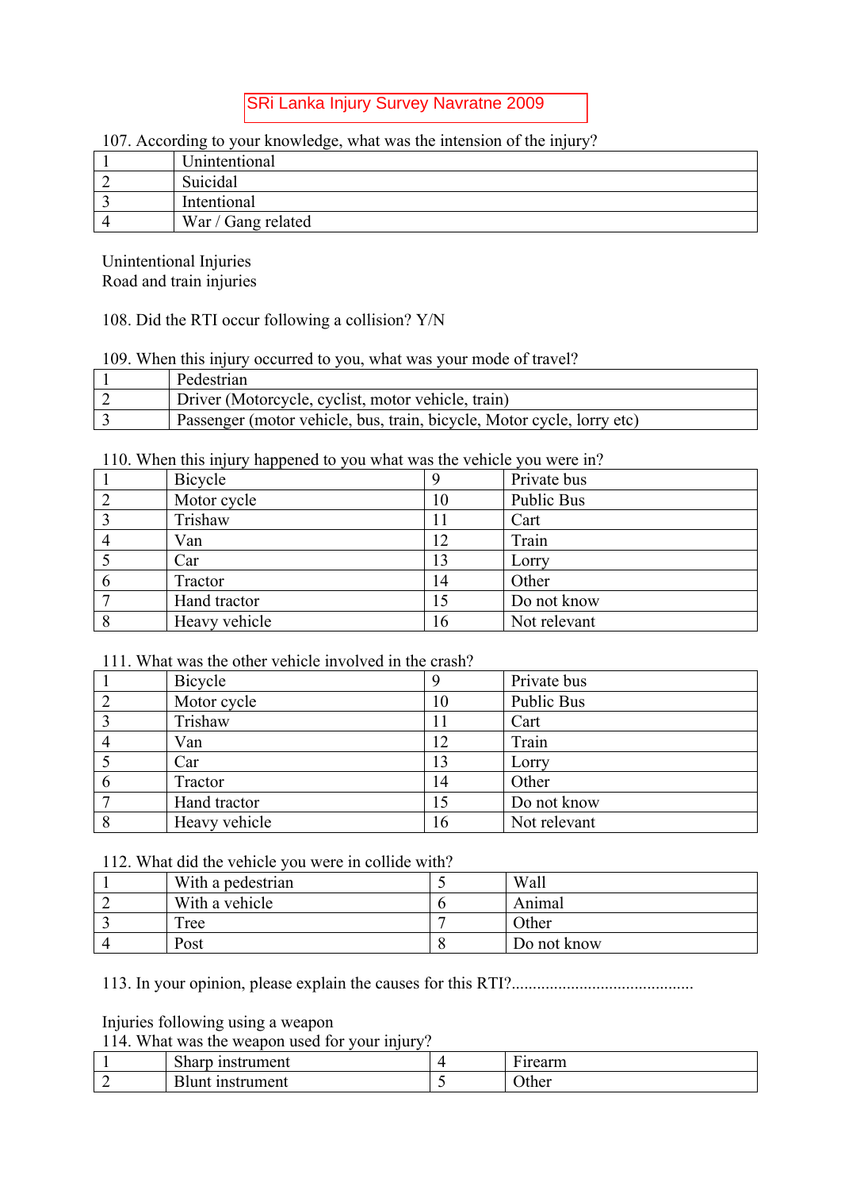SRi Lanka Injury Survey Navratne 2009

107. According to your knowledge, what was the intension of the injury?

| | |
|---|---|
| 1 | Unintentional |
| 2 | Suicidal |
| 3 | Intentional |
| 4 | War / Gang related |

Unintentional Injuries
Road and train injuries

108. Did the RTI occur following a collision? Y/N

109. When this injury occurred to you, what was your mode of travel?

| | |
|---|---|
| 1 | Pedestrian |
| 2 | Driver (Motorcycle, cyclist, motor vehicle, train) |
| 3 | Passenger (motor vehicle, bus, train, bicycle, Motor cycle, lorry etc) |

110. When this injury happened to you what was the vehicle you were in?

| | | | |
|---|---|---|---|
| 1 | Bicycle | 9 | Private bus |
| 2 | Motor cycle | 10 | Public Bus |
| 3 | Trishaw | 11 | Cart |
| 4 | Van | 12 | Train |
| 5 | Car | 13 | Lorry |
| 6 | Tractor | 14 | Other |
| 7 | Hand tractor | 15 | Do not know |
| 8 | Heavy vehicle | 16 | Not relevant |

111. What was the other vehicle involved in the crash?

| | | | |
|---|---|---|---|
| 1 | Bicycle | 9 | Private bus |
| 2 | Motor cycle | 10 | Public Bus |
| 3 | Trishaw | 11 | Cart |
| 4 | Van | 12 | Train |
| 5 | Car | 13 | Lorry |
| 6 | Tractor | 14 | Other |
| 7 | Hand tractor | 15 | Do not know |
| 8 | Heavy vehicle | 16 | Not relevant |

112. What did the vehicle you were in collide with?

| | | | |
|---|---|---|---|
| 1 | With a pedestrian | 5 | Wall |
| 2 | With a vehicle | 6 | Animal |
| 3 | Tree | 7 | Other |
| 4 | Post | 8 | Do not know |

113. In your opinion, please explain the causes for this RTI?..........................................

Injuries following using a weapon
114. What was the weapon used for your injury?

| | | | |
|---|---|---|---|
| 1 | Sharp instrument | 4 | Firearm |
| 2 | Blunt instrument | 5 | Other |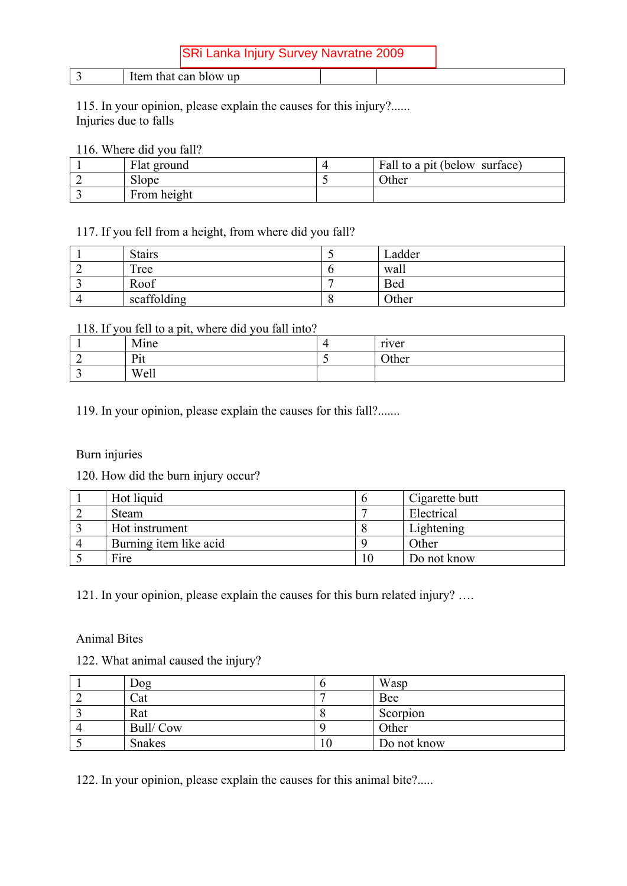| 3 | Item that can blow up | | |
|---|---|---|---|

115. In your opinion, please explain the causes for this injury?......

Injuries due to falls

116. Where did you fall?

| 1 | Flat ground | 4 | Fall to a pit (below surface) |
|---|---|---|---|
| 2 | Slope | 5 | Other |
| 3 | From height | | |

117. If you fell from a height, from where did you fall?

| 1 | Stairs | 5 | Ladder |
|---|---|---|---|
| 2 | Tree | 6 | wall |
| 3 | Roof | 7 | Bed |
| 4 | scaffolding | 8 | Other |

118. If you fell to a pit, where did you fall into?

| 1 | Mine | 4 | river |
|---|---|---|---|
| 2 | Pit | 5 | Other |
| 3 | Well | | |

119. In your opinion, please explain the causes for this fall?.......

Burn injuries

120. How did the burn injury occur?

| 1 | Hot liquid | 6 | Cigarette butt |
|---|---|---|---|
| 2 | Steam | 7 | Electrical |
| 3 | Hot instrument | 8 | Lightening |
| 4 | Burning item like acid | 9 | Other |
| 5 | Fire | 10 | Do not know |

121. In your opinion, please explain the causes for this burn related injury? ….

Animal Bites

122. What animal caused the injury?

| 1 | Dog | 6 | Wasp |
|---|---|---|---|
| 2 | Cat | 7 | Bee |
| 3 | Rat | 8 | Scorpion |
| 4 | Bull/ Cow | 9 | Other |
| 5 | Snakes | 10 | Do not know |

122. In your opinion, please explain the causes for this animal bite?.....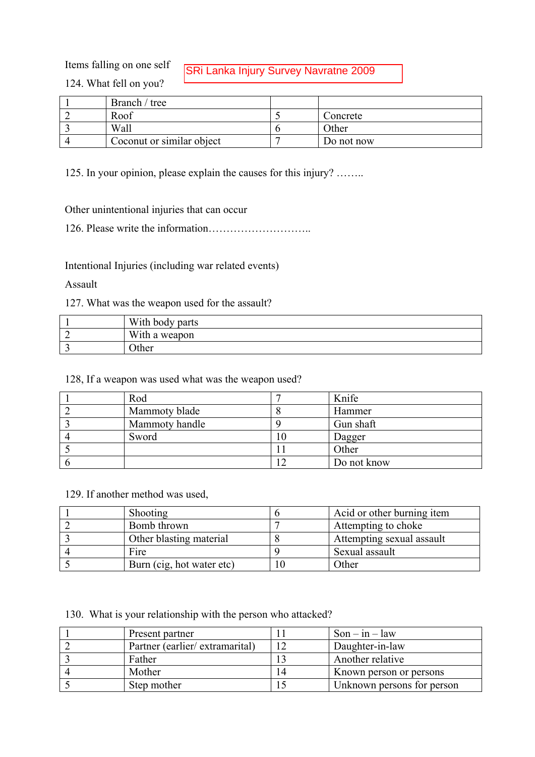Items falling on one self

SRi Lanka Injury Survey Navratne 2009

124. What fell on you?

| | | | |
|---|---|---|---|
| 1 | Branch / tree | | |
| 2 | Roof | 5 | Concrete |
| 3 | Wall | 6 | Other |
| 4 | Coconut or similar object | 7 | Do not now |

125. In your opinion, please explain the causes for this injury? ……..

Other unintentional injuries that can occur

126. Please write the information………………………..

Intentional Injuries (including war related events)

Assault

127. What was the weapon used for the assault?

| | |
|---|---|
| 1 | With body parts |
| 2 | With a weapon |
| 3 | Other |

128, If a weapon was used what was the weapon used?

| | | | |
|---|---|---|---|
| 1 | Rod | 7 | Knife |
| 2 | Mammoty blade | 8 | Hammer |
| 3 | Mammoty handle | 9 | Gun shaft |
| 4 | Sword | 10 | Dagger |
| 5 | | 11 | Other |
| 6 | | 12 | Do not know |

129. If another method was used,

| | | | |
|---|---|---|---|
| 1 | Shooting | 6 | Acid or other burning item |
| 2 | Bomb thrown | 7 | Attempting to choke |
| 3 | Other blasting material | 8 | Attempting sexual assault |
| 4 | Fire | 9 | Sexual assault |
| 5 | Burn (cig, hot water etc) | 10 | Other |

130. What is your relationship with the person who attacked?

| | | | |
|---|---|---|---|
| 1 | Present partner | 11 | Son – in – law |
| 2 | Partner (earlier/ extramarital) | 12 | Daughter-in-law |
| 3 | Father | 13 | Another relative |
| 4 | Mother | 14 | Known person or persons |
| 5 | Step mother | 15 | Unknown persons for person |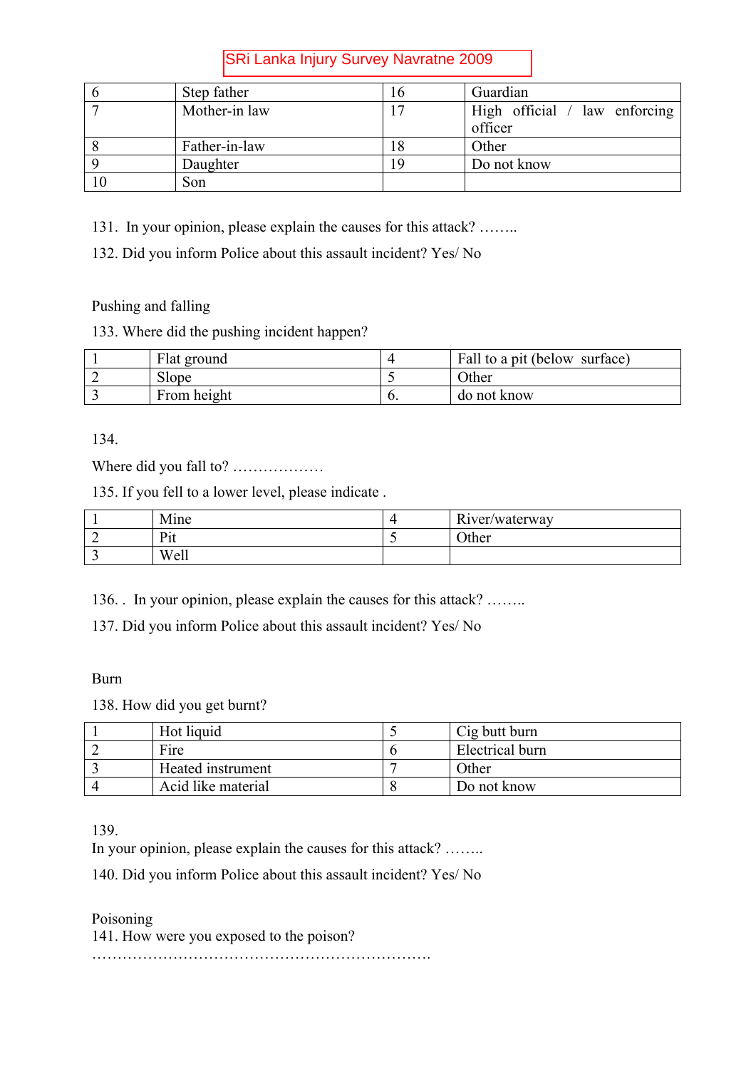| 6 | Step father | 16 | Guardian |
|---|---|---|---|
| 7 | Mother-in law | 17 | High official / law enforcing officer |
| 8 | Father-in-law | 18 | Other |
| 9 | Daughter | 19 | Do not know |
| 10 | Son | | |

131. In your opinion, please explain the causes for this attack? ……..

132. Did you inform Police about this assault incident? Yes/ No

Pushing and falling

133. Where did the pushing incident happen?

| 1 | Flat ground | 4 | Fall to a pit (below surface) |
|---|---|---|---|
| 2 | Slope | 5 | Other |
| 3 | From height | 6. | do not know |

134.

Where did you fall to? ………………

135. If you fell to a lower level, please indicate .

| 1 | Mine | 4 | River/waterway |
|---|---|---|---|
| 2 | Pit | 5 | Other |
| 3 | Well | | |

136. . In your opinion, please explain the causes for this attack? ……..

137. Did you inform Police about this assault incident? Yes/ No

Burn

138. How did you get burnt?

| 1 | Hot liquid | 5 | Cig butt burn |
|---|---|---|---|
| 2 | Fire | 6 | Electrical burn |
| 3 | Heated instrument | 7 | Other |
| 4 | Acid like material | 8 | Do not know |

139.

In your opinion, please explain the causes for this attack? ……..

140. Did you inform Police about this assault incident? Yes/ No

Poisoning

141. How were you exposed to the poison?

…………………………………………………………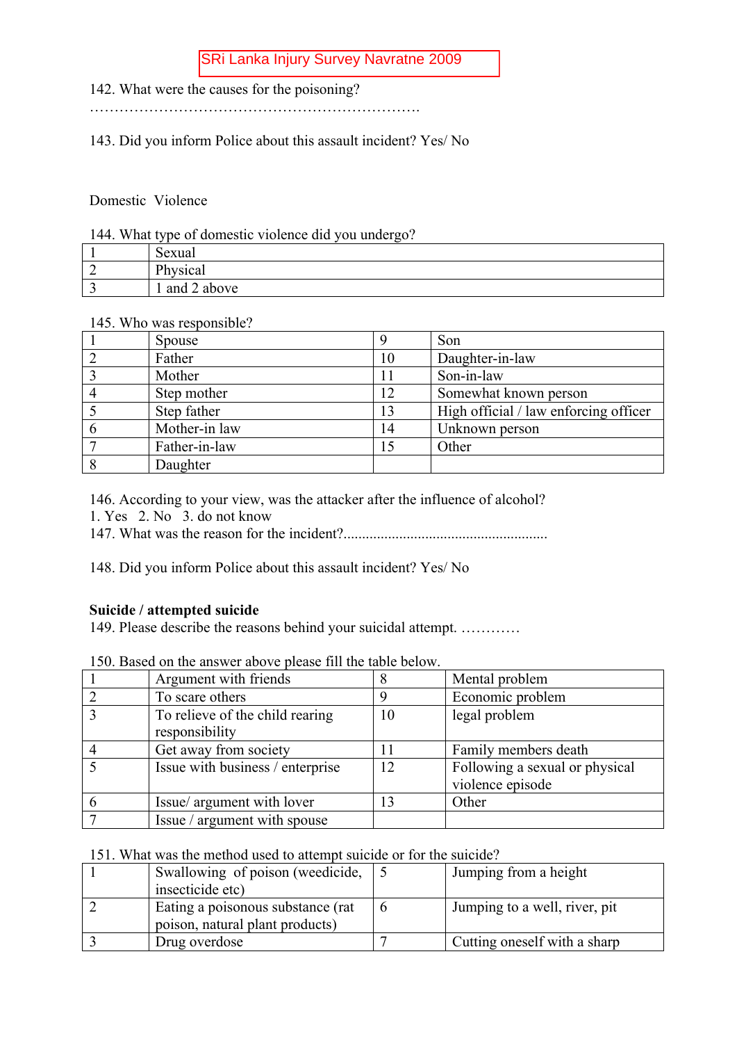SRi Lanka Injury Survey Navratne 2009

142. What were the causes for the poisoning?
………………………………………………………….

143. Did you inform Police about this assault incident? Yes/ No

Domestic Violence

144. What type of domestic violence did you undergo?

| | |
|---|---|
| 1 | Sexual |
| 2 | Physical |
| 3 | 1 and 2 above |

145. Who was responsible?

| | | | |
|---|---|---|---|
| 1 | Spouse | 9 | Son |
| 2 | Father | 10 | Daughter-in-law |
| 3 | Mother | 11 | Son-in-law |
| 4 | Step mother | 12 | Somewhat known person |
| 5 | Step father | 13 | High official / law enforcing officer |
| 6 | Mother-in law | 14 | Unknown person |
| 7 | Father-in-law | 15 | Other |
| 8 | Daughter | | |

146. According to your view, was the attacker after the influence of alcohol?
1. Yes 2. No 3. do not know
147. What was the reason for the incident?......................................................

148. Did you inform Police about this assault incident? Yes/ No

**Suicide / attempted suicide**
149. Please describe the reasons behind your suicidal attempt. …………

150. Based on the answer above please fill the table below.

| | | | |
|---|---|---|---|
| 1 | Argument with friends | 8 | Mental problem |
| 2 | To scare others | 9 | Economic problem |
| 3 | To relieve of the child rearing responsibility | 10 | legal problem |
| 4 | Get away from society | 11 | Family members death |
| 5 | Issue with business / enterprise | 12 | Following a sexual or physical violence episode |
| 6 | Issue/ argument with lover | 13 | Other |
| 7 | Issue / argument with spouse | | |

151. What was the method used to attempt suicide or for the suicide?

| | | | |
|---|---|---|---|
| 1 | Swallowing of poison (weedicide, insecticide etc) | 5 | Jumping from a height |
| 2 | Eating a poisonous substance (rat poison, natural plant products) | 6 | Jumping to a well, river, pit |
| 3 | Drug overdose | 7 | Cutting oneself with a sharp |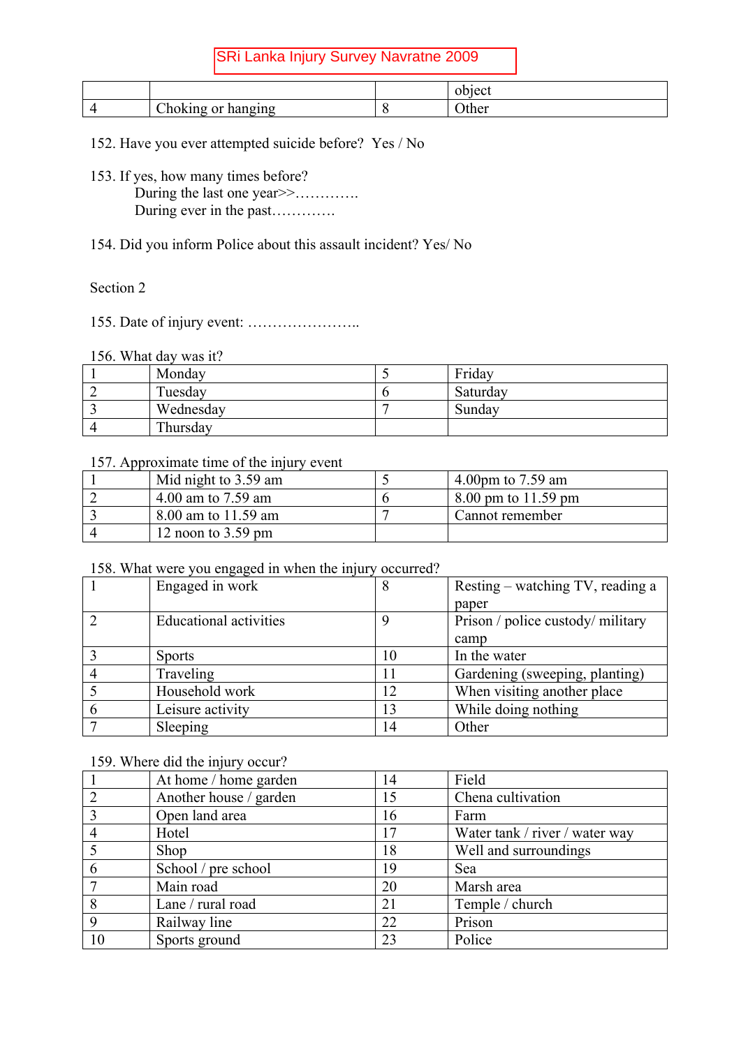|  |  |  | object |
|---|---|---|---|
| 4 | Choking or hanging | 8 | Other |

152. Have you ever attempted suicide before? Yes / No

153. If yes, how many times before?
During the last one year>>………….
During ever in the past………….

154. Did you inform Police about this assault incident? Yes/ No

Section 2

155. Date of injury event: …………………..

156. What day was it?

| 1 | Monday | 5 | Friday |
|---|---|---|---|
| 2 | Tuesday | 6 | Saturday |
| 3 | Wednesday | 7 | Sunday |
| 4 | Thursday |  |  |

157. Approximate time of the injury event

| 1 | Mid night to 3.59 am | 5 | 4.00pm to 7.59 am |
|---|---|---|---|
| 2 | 4.00 am to 7.59 am | 6 | 8.00 pm to 11.59 pm |
| 3 | 8.00 am to 11.59 am | 7 | Cannot remember |
| 4 | 12 noon to 3.59 pm |  |  |

158. What were you engaged in when the injury occurred?

| 1 | Engaged in work | 8 | Resting – watching TV, reading a paper |
|---|---|---|---|
| 2 | Educational activities | 9 | Prison / police custody/ military camp |
| 3 | Sports | 10 | In the water |
| 4 | Traveling | 11 | Gardening (sweeping, planting) |
| 5 | Household work | 12 | When visiting another place |
| 6 | Leisure activity | 13 | While doing nothing |
| 7 | Sleeping | 14 | Other |

159. Where did the injury occur?

| 1 | At home / home garden | 14 | Field |
|---|---|---|---|
| 2 | Another house / garden | 15 | Chena cultivation |
| 3 | Open land area | 16 | Farm |
| 4 | Hotel | 17 | Water tank / river / water way |
| 5 | Shop | 18 | Well and surroundings |
| 6 | School / pre school | 19 | Sea |
| 7 | Main road | 20 | Marsh area |
| 8 | Lane / rural road | 21 | Temple / church |
| 9 | Railway line | 22 | Prison |
| 10 | Sports ground | 23 | Police |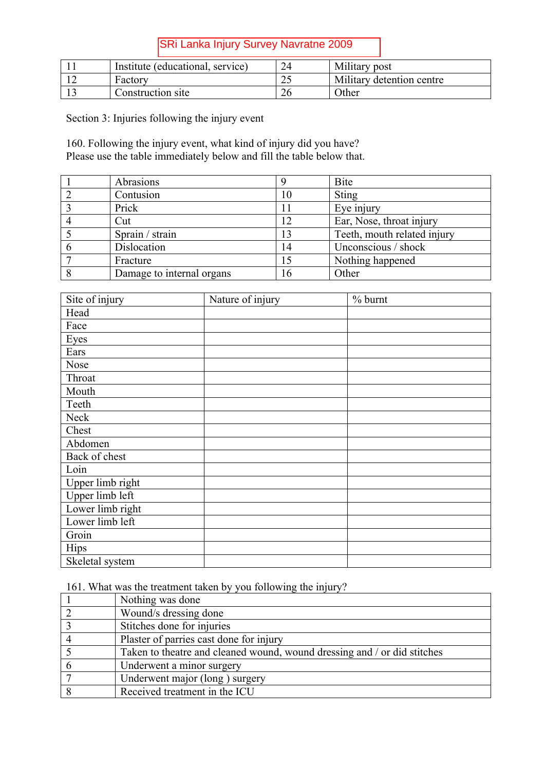| 11 | Institute (educational, service) | 24 | Military post |
|---|---|---|---|
| 12 | Factory | 25 | Military detention centre |
| 13 | Construction site | 26 | Other |

Section 3: Injuries following the injury event

160. Following the injury event, what kind of injury did you have?
Please use the table immediately below and fill the table below that.

| 1 | Abrasions | 9 | Bite |
|---|---|---|---|
| 2 | Contusion | 10 | Sting |
| 3 | Prick | 11 | Eye injury |
| 4 | Cut | 12 | Ear, Nose, throat injury |
| 5 | Sprain / strain | 13 | Teeth, mouth related injury |
| 6 | Dislocation | 14 | Unconscious / shock |
| 7 | Fracture | 15 | Nothing happened |
| 8 | Damage to internal organs | 16 | Other |

| Site of injury | Nature of injury | % burnt |
|---|---|---|
| Head | | |
| Face | | |
| Eyes | | |
| Ears | | |
| Nose | | |
| Throat | | |
| Mouth | | |
| Teeth | | |
| Neck | | |
| Chest | | |
| Abdomen | | |
| Back of chest | | |
| Loin | | |
| Upper limb right | | |
| Upper limb left | | |
| Lower limb right | | |
| Lower limb left | | |
| Groin | | |
| Hips | | |
| Skeletal system | | |

161. What was the treatment taken by you following the injury?

| 1 | Nothing was done |
|---|---|
| 2 | Wound/s dressing done |
| 3 | Stitches done for injuries |
| 4 | Plaster of parries cast done for injury |
| 5 | Taken to theatre and cleaned wound, wound dressing and / or did stitches |
| 6 | Underwent a minor surgery |
| 7 | Underwent major (long ) surgery |
| 8 | Received treatment in the ICU |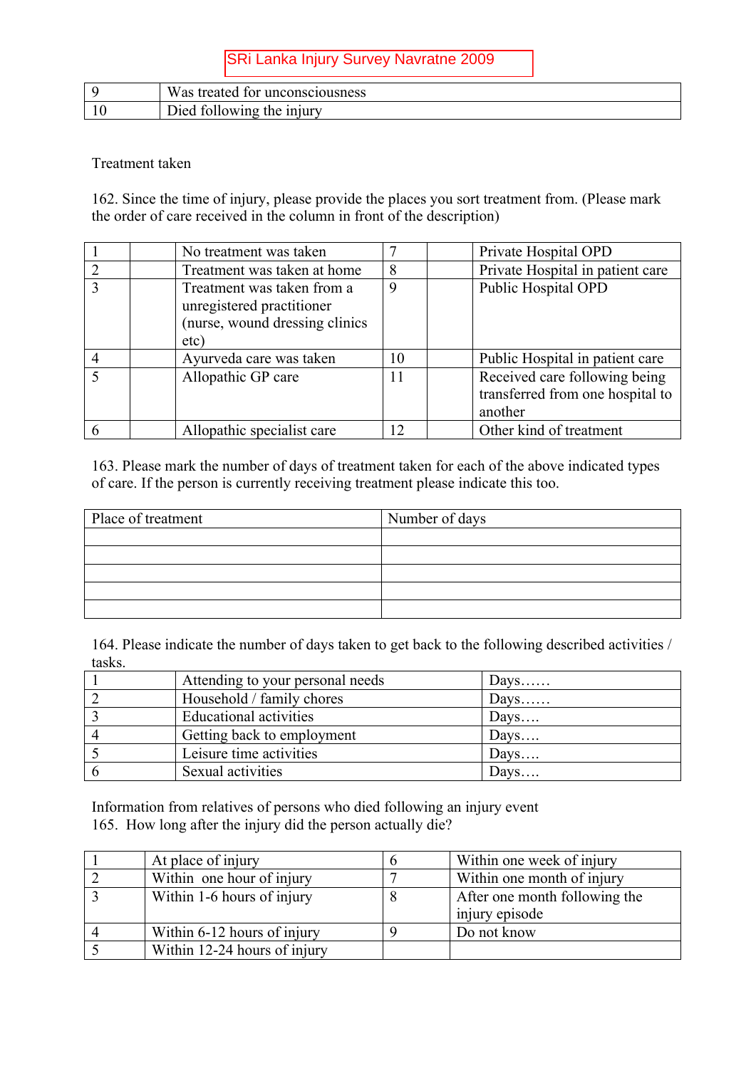| 9 | Was treated for unconsciousness |
|---|---|
| 10 | Died following the injury |

Treatment taken

162. Since the time of injury, please provide the places you sort treatment from. (Please mark the order of care received in the column in front of the description)

| 1 | | No treatment was taken | 7 | | Private Hospital OPD |
|---|---|---|---|---|---|
| 2 | | Treatment was taken at home | 8 | | Private Hospital in patient care |
| 3 | | Treatment was taken from a unregistered practitioner (nurse, wound dressing clinics etc) | 9 | | Public Hospital OPD |
| 4 | | Ayurveda care was taken | 10 | | Public Hospital in patient care |
| 5 | | Allopathic GP care | 11 | | Received care following being transferred from one hospital to another |
| 6 | | Allopathic specialist care | 12 | | Other kind of treatment |

163. Please mark the number of days of treatment taken for each of the above indicated types of care. If the person is currently receiving treatment please indicate this too.

| Place of treatment | Number of days |
|---|---|
| | |
| | |
| | |
| | |
| | |

164. Please indicate the number of days taken to get back to the following described activities / tasks.

| 1 | Attending to your personal needs | Days…… |
|---|---|---|
| 2 | Household / family chores | Days…… |
| 3 | Educational activities | Days…. |
| 4 | Getting back to employment | Days…. |
| 5 | Leisure time activities | Days…. |
| 6 | Sexual activities | Days…. |

Information from relatives of persons who died following an injury event

165. How long after the injury did the person actually die?

| 1 | At place of injury | 6 | Within one week of injury |
|---|---|---|---|
| 2 | Within one hour of injury | 7 | Within one month of injury |
| 3 | Within 1-6 hours of injury | 8 | After one month following the injury episode |
| 4 | Within 6-12 hours of injury | 9 | Do not know |
| 5 | Within 12-24 hours of injury | | |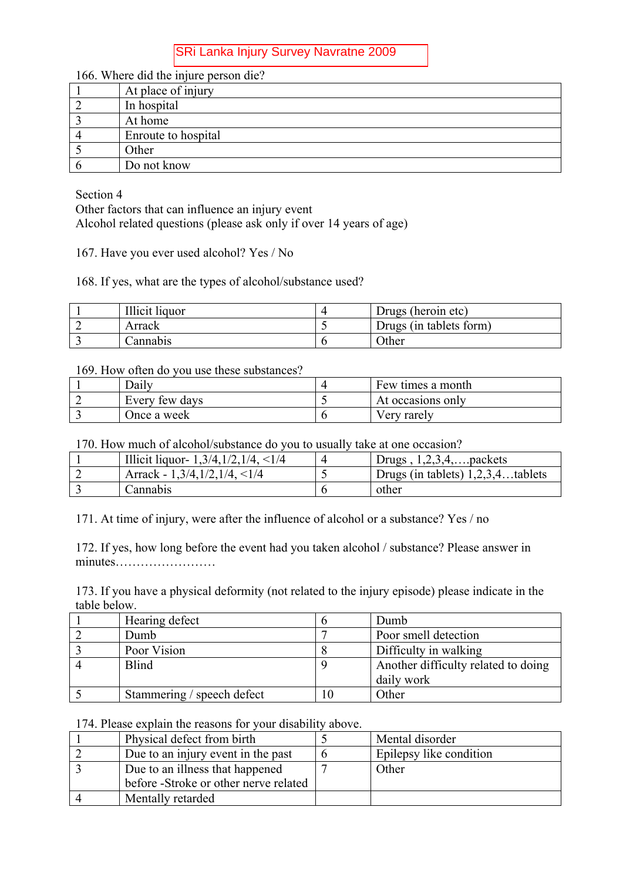SRi Lanka Injury Survey Navratne 2009

166. Where did the injure person die?

| | |
|---|---|
| 1 | At place of injury |
| 2 | In hospital |
| 3 | At home |
| 4 | Enroute to hospital |
| 5 | Other |
| 6 | Do not know |

Section 4
Other factors that can influence an injury event
Alcohol related questions (please ask only if over 14 years of age)

167. Have you ever used alcohol? Yes / No

168. If yes, what are the types of alcohol/substance used?

| | | | |
|---|---|---|---|
| 1 | Illicit liquor | 4 | Drugs (heroin etc) |
| 2 | Arrack | 5 | Drugs (in tablets form) |
| 3 | Cannabis | 6 | Other |

169. How often do you use these substances?

| | | | |
|---|---|---|---|
| 1 | Daily | 4 | Few times a month |
| 2 | Every few days | 5 | At occasions only |
| 3 | Once a week | 6 | Very rarely |

170. How much of alcohol/substance do you to usually take at one occasion?

| | | | |
|---|---|---|---|
| 1 | Illicit liquor- 1,3/4,1/2,1/4, <1/4 | 4 | Drugs , 1,2,3,4,….packets |
| 2 | Arrack - 1,3/4,1/2,1/4, <1/4 | 5 | Drugs (in tablets) 1,2,3,4…tablets |
| 3 | Cannabis | 6 | other |

171. At time of injury, were after the influence of alcohol or a substance? Yes / no

172. If yes, how long before the event had you taken alcohol / substance? Please answer in minutes……………………

173. If you have a physical deformity (not related to the injury episode) please indicate in the table below.

| | | | |
|---|---|---|---|
| 1 | Hearing defect | 6 | Dumb |
| 2 | Dumb | 7 | Poor smell detection |
| 3 | Poor Vision | 8 | Difficulty in walking |
| 4 | Blind | 9 | Another difficulty related to doing daily work |
| 5 | Stammering / speech defect | 10 | Other |

174. Please explain the reasons for your disability above.

| | | | |
|---|---|---|---|
| 1 | Physical defect from birth | 5 | Mental disorder |
| 2 | Due to an injury event in the past | 6 | Epilepsy like condition |
| 3 | Due to an illness that happened before -Stroke or other nerve related | 7 | Other |
| 4 | Mentally retarded | | |